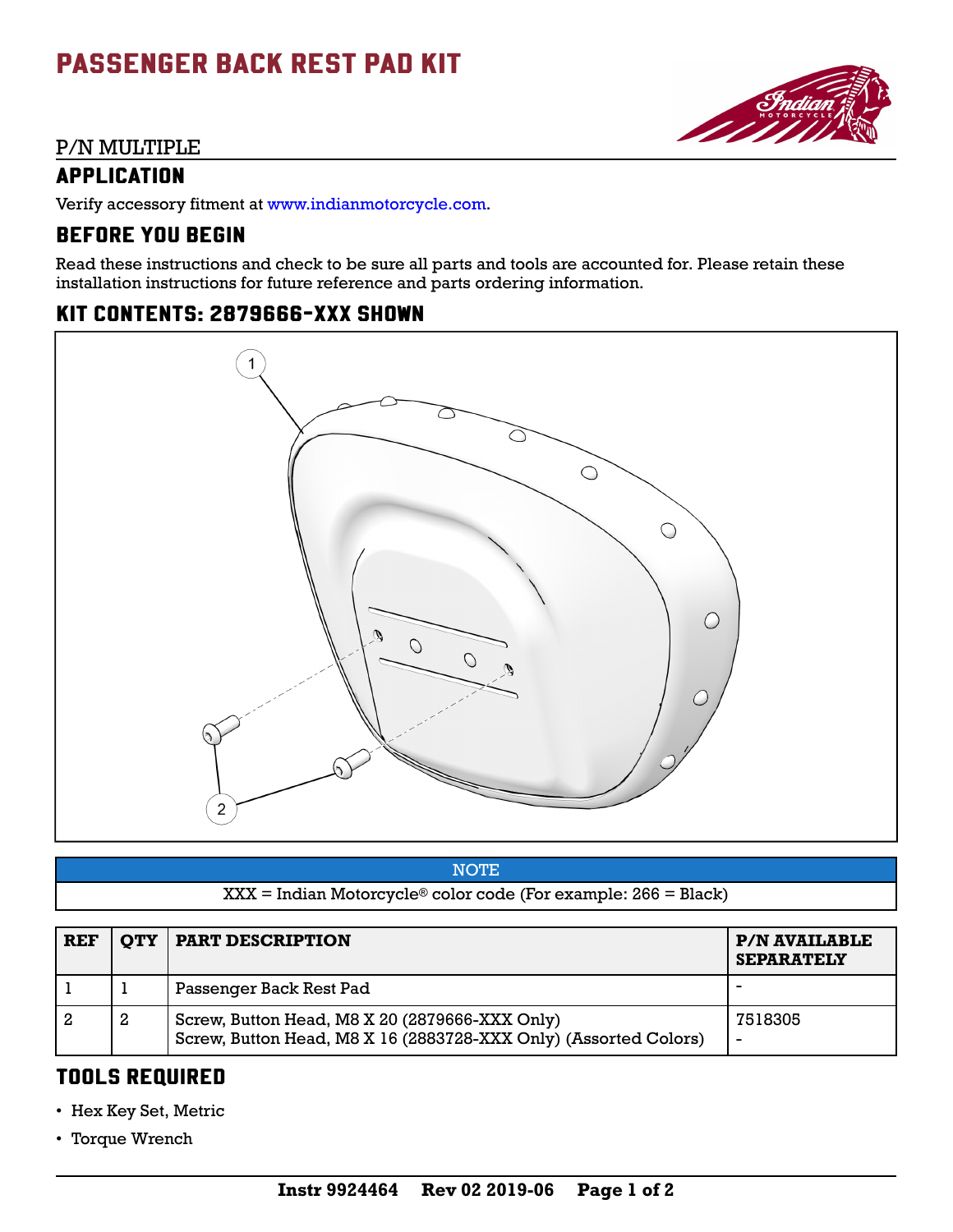# PASSENGER BACK REST PAD KIT

P/N MULTIPLE

## APPLICATION

Verify accessory fitment at www.indianmotorcycle.com.

## BEFORE YOU BEGIN

Read these instructions and check to be sure all parts and tools are accounted for. Please retain these installation instructions for future reference and parts ordering information.

## KIT CONTENTS: 2879666-XXX SHOWN

| NOTE |
|---|
| XXX = Indian Motorcycle® color code (For example: 266 = Black) |

| REF | QTY | PART DESCRIPTION | P/N AVAILABLE SEPARATELY |
|---|---|---|---|
| 1 | 1 | Passenger Back Rest Pad | - |
| 2 | 2 | Screw, Button Head, M8 X 20 (2879666-XXX Only)<br>Screw, Button Head, M8 X 16 (2883728-XXX Only) (Assorted Colors) | 7518305<br>- |

## TOOLS REQUIRED

- Hex Key Set, Metric
- Torque Wrench

Instr 9924464 Rev 02 2019-06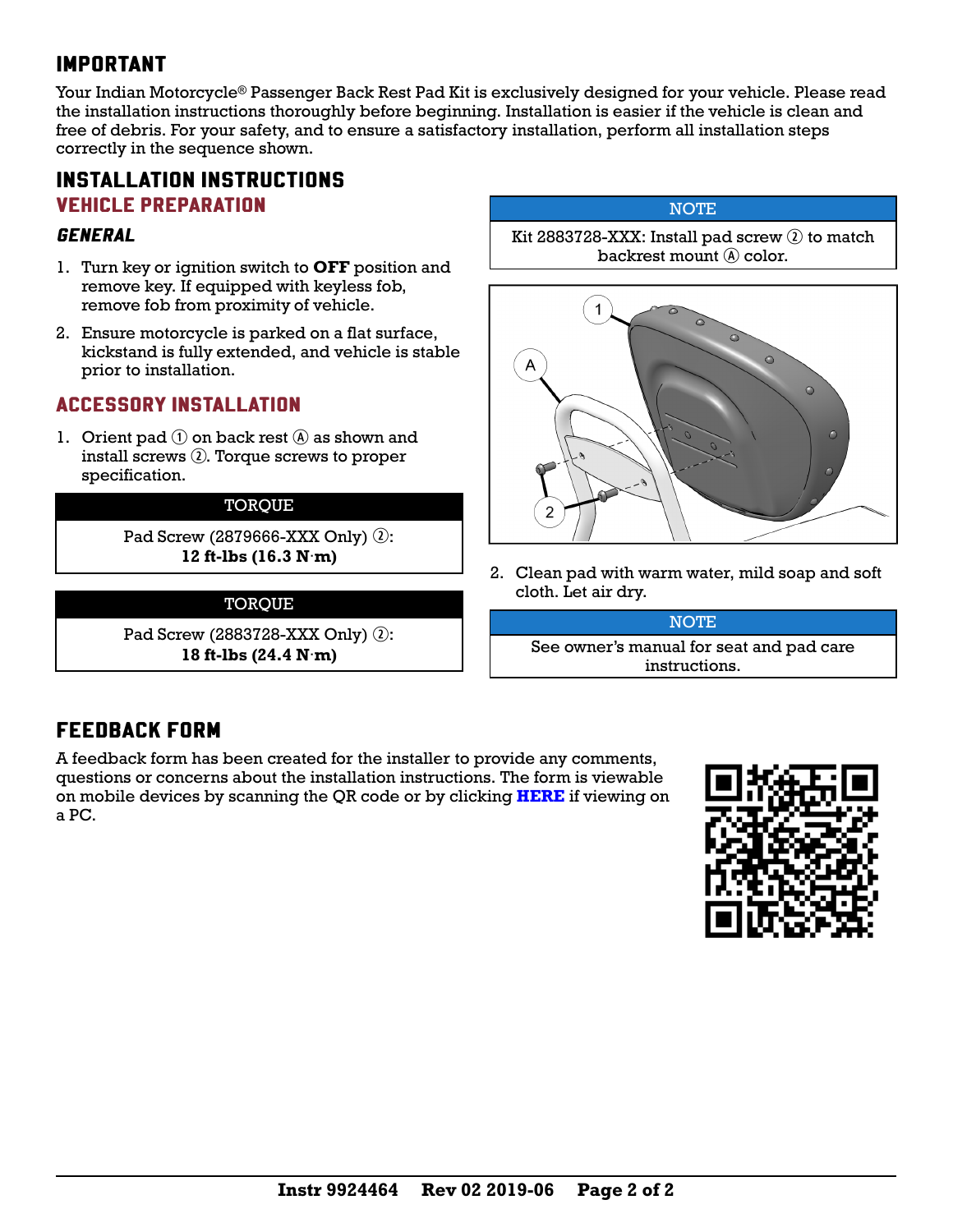# IMPORTANT

Your Indian Motorcycle® Passenger Back Rest Pad Kit is exclusively designed for your vehicle. Please read the installation instructions thoroughly before beginning. Installation is easier if the vehicle is clean and free of debris. For your safety, and to ensure a satisfactory installation, perform all installation steps correctly in the sequence shown.

# INSTALLATION INSTRUCTIONS

## VEHICLE PREPARATION

### *GENERAL*

1. Turn key or ignition switch to **OFF** position and remove key. If equipped with keyless fob, remove fob from proximity of vehicle.
2. Ensure motorcycle is parked on a flat surface, kickstand is fully extended, and vehicle is stable prior to installation.

## ACCESSORY INSTALLATION

1. Orient pad ① on back rest Ⓐ as shown and install screws ②. Torque screws to proper specification.

| TORQUE |
| --- |
| Pad Screw (2879666-XXX Only) ②: **12 ft-lbs (16.3 N·m)** |

| TORQUE |
| --- |
| Pad Screw (2883728-XXX Only) ②: **18 ft-lbs (24.4 N·m)** |

| NOTE |
| --- |
| Kit 2883728-XXX: Install pad screw ② to match backrest mount Ⓐ color. |

1
A
2

2. Clean pad with warm water, mild soap and soft cloth. Let air dry.

| NOTE |
| --- |
| See owner's manual for seat and pad care instructions. |

# FEEDBACK FORM

A feedback form has been created for the installer to provide any comments, questions or concerns about the installation instructions. The form is viewable on mobile devices by scanning the QR code or by clicking **HERE** if viewing on a PC.

**Instr 9924464 Rev 02 2019-06**